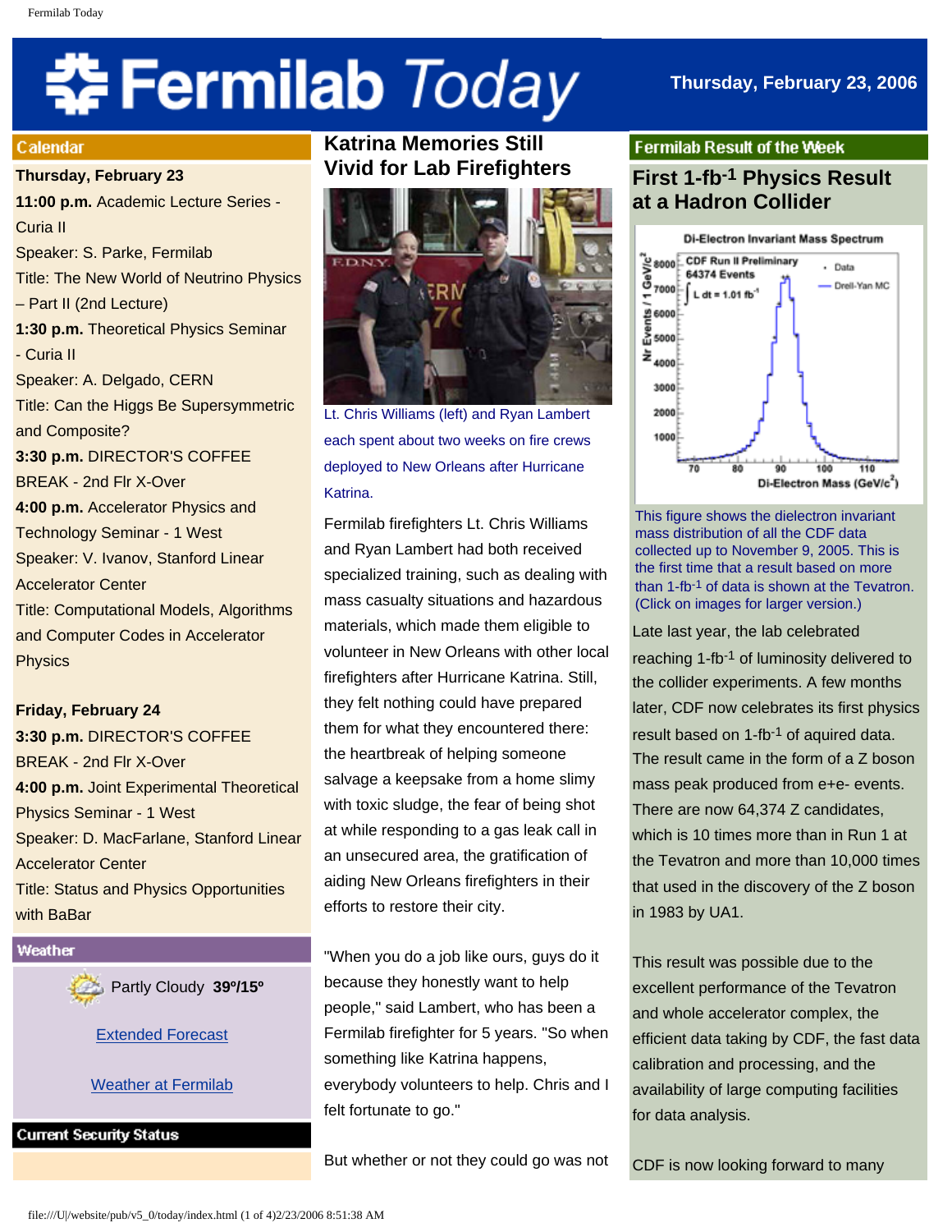# Fermilab Today

Thursday, February 23, 2006

## Calendar

**Thursday, February 23**

**11:00 p.m.** Academic Lecture Series - Curia II
Speaker: S. Parke, Fermilab
Title: The New World of Neutrino Physics – Part II (2nd Lecture)

**1:30 p.m.** Theoretical Physics Seminar - Curia II
Speaker: A. Delgado, CERN
Title: Can the Higgs Be Supersymmetric and Composite?

**3:30 p.m.** DIRECTOR'S COFFEE BREAK - 2nd Flr X-Over

**4:00 p.m.** Accelerator Physics and Technology Seminar - 1 West
Speaker: V. Ivanov, Stanford Linear Accelerator Center
Title: Computational Models, Algorithms and Computer Codes in Accelerator Physics

**Friday, February 24**

**3:30 p.m.** DIRECTOR'S COFFEE BREAK - 2nd Flr X-Over

**4:00 p.m.** Joint Experimental Theoretical Physics Seminar - 1 West
Speaker: D. MacFarlane, Stanford Linear Accelerator Center
Title: Status and Physics Opportunities with BaBar

## Weather

Partly Cloudy **39º/15º**

Extended Forecast

Weather at Fermilab

## Current Security Status

## Katrina Memories Still Vivid for Lab Firefighters

Lt. Chris Williams (left) and Ryan Lambert each spent about two weeks on fire crews deployed to New Orleans after Hurricane Katrina.

Fermilab firefighters Lt. Chris Williams and Ryan Lambert had both received specialized training, such as dealing with mass casualty situations and hazardous materials, which made them eligible to volunteer in New Orleans with other local firefighters after Hurricane Katrina. Still, they felt nothing could have prepared them for what they encountered there: the heartbreak of helping someone salvage a keepsake from a home slimy with toxic sludge, the fear of being shot at while responding to a gas leak call in an unsecured area, the gratification of aiding New Orleans firefighters in their efforts to restore their city.

"When you do a job like ours, guys do it because they honestly want to help people," said Lambert, who has been a Fermilab firefighter for 5 years. "So when something like Katrina happens, everybody volunteers to help. Chris and I felt fortunate to go."

But whether or not they could go was not

## Fermilab Result of the Week

### First 1-fb$^{-1}$ Physics Result at a Hadron Collider

This figure shows the dielectron invariant mass distribution of all the CDF data collected up to November 9, 2005. This is the first time that a result based on more than 1-fb$^{-1}$ of data is shown at the Tevatron. (Click on images for larger version.)

Late last year, the lab celebrated reaching 1-fb$^{-1}$ of luminosity delivered to the collider experiments. A few months later, CDF now celebrates its first physics result based on 1-fb$^{-1}$ of aquired data. The result came in the form of a Z boson mass peak produced from e+e- events. There are now 64,374 Z candidates, which is 10 times more than in Run 1 at the Tevatron and more than 10,000 times that used in the discovery of the Z boson in 1983 by UA1.

This result was possible due to the excellent performance of the Tevatron and whole accelerator complex, the efficient data taking by CDF, the fast data calibration and processing, and the availability of large computing facilities for data analysis.

CDF is now looking forward to many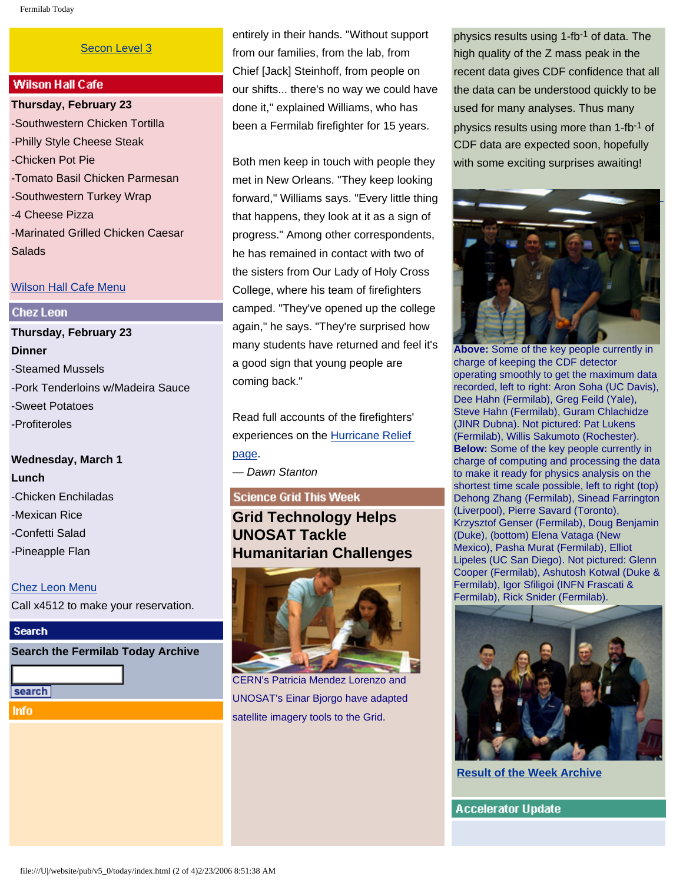Secon Level 3

## Wilson Hall Cafe

**Thursday, February 23**

-Southwestern Chicken Tortilla
-Philly Style Cheese Steak
-Chicken Pot Pie
-Tomato Basil Chicken Parmesan
-Southwestern Turkey Wrap
-4 Cheese Pizza
-Marinated Grilled Chicken Caesar Salads

Wilson Hall Cafe Menu

## Chez Leon

**Thursday, February 23**
**Dinner**
-Steamed Mussels
-Pork Tenderloins w/Madeira Sauce
-Sweet Potatoes
-Profiteroles

**Wednesday, March 1**
**Lunch**
-Chicken Enchiladas
-Mexican Rice
-Confetti Salad
-Pineapple Flan

Chez Leon Menu
Call x4512 to make your reservation.

## Search

**Search the Fermilab Today Archive**

search

## Info

entirely in their hands. "Without support from our families, from the lab, from Chief [Jack] Steinhoff, from people on our shifts... there's no way we could have done it," explained Williams, who has been a Fermilab firefighter for 15 years.

Both men keep in touch with people they met in New Orleans. "They keep looking forward," Williams says. "Every little thing that happens, they look at it as a sign of progress." Among other correspondents, he has remained in contact with two of the sisters from Our Lady of Holy Cross College, where his team of firefighters camped. "They've opened up the college again," he says. "They're surprised how many students have returned and feel it's a good sign that young people are coming back."

Read full accounts of the firefighters' experiences on the Hurricane Relief page.

*— Dawn Stanton*

## Science Grid This Week

### Grid Technology Helps UNOSAT Tackle Humanitarian Challenges

CERN's Patricia Mendez Lorenzo and UNOSAT's Einar Bjorgo have adapted satellite imagery tools to the Grid.

physics results using 1-fb$^{-1}$ of data. The high quality of the Z mass peak in the recent data gives CDF confidence that all the data can be understood quickly to be used for many analyses. Thus many physics results using more than 1-fb$^{-1}$ of CDF data are expected soon, hopefully with some exciting surprises awaiting!

**Above:** Some of the key people currently in charge of keeping the CDF detector operating smoothly to get the maximum data recorded, left to right: Aron Soha (UC Davis), Dee Hahn (Fermilab), Greg Feild (Yale), Steve Hahn (Fermilab), Guram Chlachidze (JINR Dubna). Not pictured: Pat Lukens (Fermilab), Willis Sakumoto (Rochester). **Below:** Some of the key people currently in charge of computing and processing the data to make it ready for physics analysis on the shortest time scale possible, left to right (top) Dehong Zhang (Fermilab), Sinead Farrington (Liverpool), Pierre Savard (Toronto), Krzysztof Genser (Fermilab), Doug Benjamin (Duke), (bottom) Elena Vataga (New Mexico), Pasha Murat (Fermilab), Elliot Lipeles (UC San Diego). Not pictured: Glenn Cooper (Fermilab), Ashutosh Kotwal (Duke & Fermilab), Igor Sfiligoi (INFN Frascati & Fermilab), Rick Snider (Fermilab).

**Result of the Week Archive**

## Accelerator Update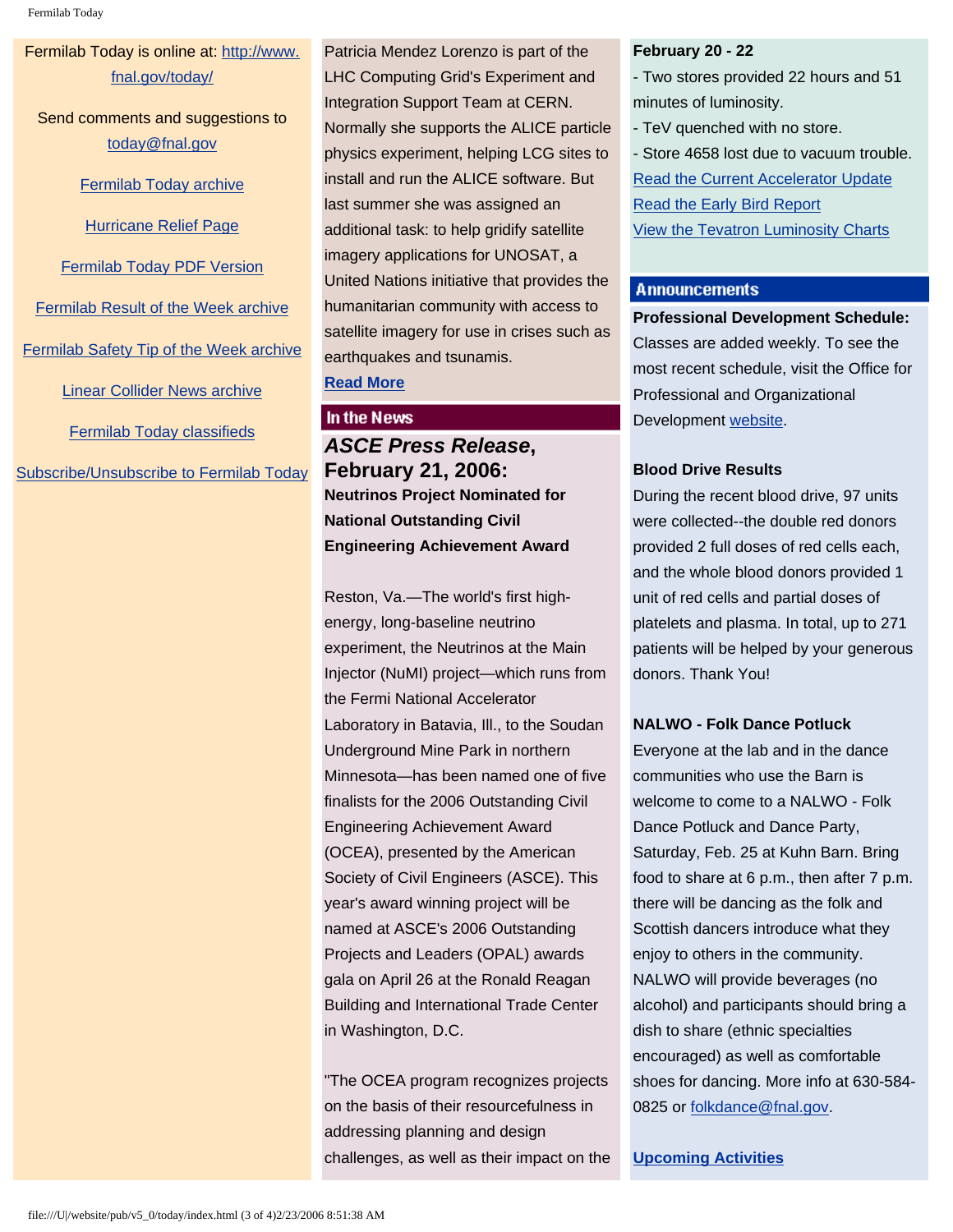Fermilab Today is online at: http://www.fnal.gov/today/

Send comments and suggestions to today@fnal.gov

Fermilab Today archive

Hurricane Relief Page

Fermilab Today PDF Version

Fermilab Result of the Week archive

Fermilab Safety Tip of the Week archive

Linear Collider News archive

Fermilab Today classifieds

Subscribe/Unsubscribe to Fermilab Today

Patricia Mendez Lorenzo is part of the LHC Computing Grid's Experiment and Integration Support Team at CERN. Normally she supports the ALICE particle physics experiment, helping LCG sites to install and run the ALICE software. But last summer she was assigned an additional task: to help gridify satellite imagery applications for UNOSAT, a United Nations initiative that provides the humanitarian community with access to satellite imagery for use in crises such as earthquakes and tsunamis.

**Read More**

## In the News

### *ASCE Press Release*, February 21, 2006:

**Neutrinos Project Nominated for National Outstanding Civil Engineering Achievement Award**

Reston, Va.—The world's first high-energy, long-baseline neutrino experiment, the Neutrinos at the Main Injector (NuMI) project—which runs from the Fermi National Accelerator Laboratory in Batavia, Ill., to the Soudan Underground Mine Park in northern Minnesota—has been named one of five finalists for the 2006 Outstanding Civil Engineering Achievement Award (OCEA), presented by the American Society of Civil Engineers (ASCE). This year's award winning project will be named at ASCE's 2006 Outstanding Projects and Leaders (OPAL) awards gala on April 26 at the Ronald Reagan Building and International Trade Center in Washington, D.C.

"The OCEA program recognizes projects on the basis of their resourcefulness in addressing planning and design challenges, as well as their impact on the

**February 20 - 22**

- Two stores provided 22 hours and 51 minutes of luminosity.
- TeV quenched with no store.
- Store 4658 lost due to vacuum trouble.

Read the Current Accelerator Update

Read the Early Bird Report

View the Tevatron Luminosity Charts

## Announcements

**Professional Development Schedule:** Classes are added weekly. To see the most recent schedule, visit the Office for Professional and Organizational Development website.

**Blood Drive Results**

During the recent blood drive, 97 units were collected--the double red donors provided 2 full doses of red cells each, and the whole blood donors provided 1 unit of red cells and partial doses of platelets and plasma. In total, up to 271 patients will be helped by your generous donors. Thank You!

**NALWO - Folk Dance Potluck**

Everyone at the lab and in the dance communities who use the Barn is welcome to come to a NALWO - Folk Dance Potluck and Dance Party, Saturday, Feb. 25 at Kuhn Barn. Bring food to share at 6 p.m., then after 7 p.m. there will be dancing as the folk and Scottish dancers introduce what they enjoy to others in the community. NALWO will provide beverages (no alcohol) and participants should bring a dish to share (ethnic specialties encouraged) as well as comfortable shoes for dancing. More info at 630-584-0825 or folkdance@fnal.gov.

**Upcoming Activities**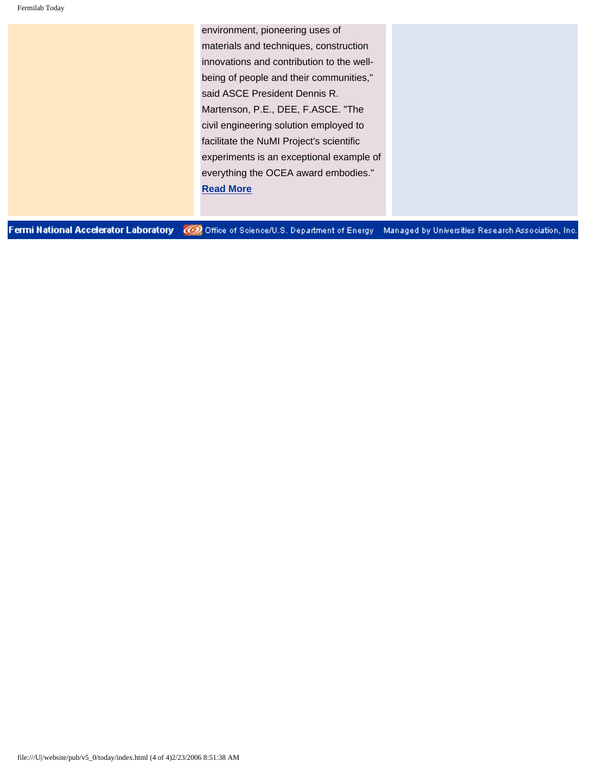environment, pioneering uses of materials and techniques, construction innovations and contribution to the well-being of people and their communities," said ASCE President Dennis R. Martenson, P.E., DEE, F.ASCE. "The civil engineering solution employed to facilitate the NuMI Project's scientific experiments is an exceptional example of everything the OCEA award embodies."

**Read More**

Fermi National Accelerator Laboratory | Office of Science/U.S. Department of Energy | Managed by Universities Research Association, Inc.